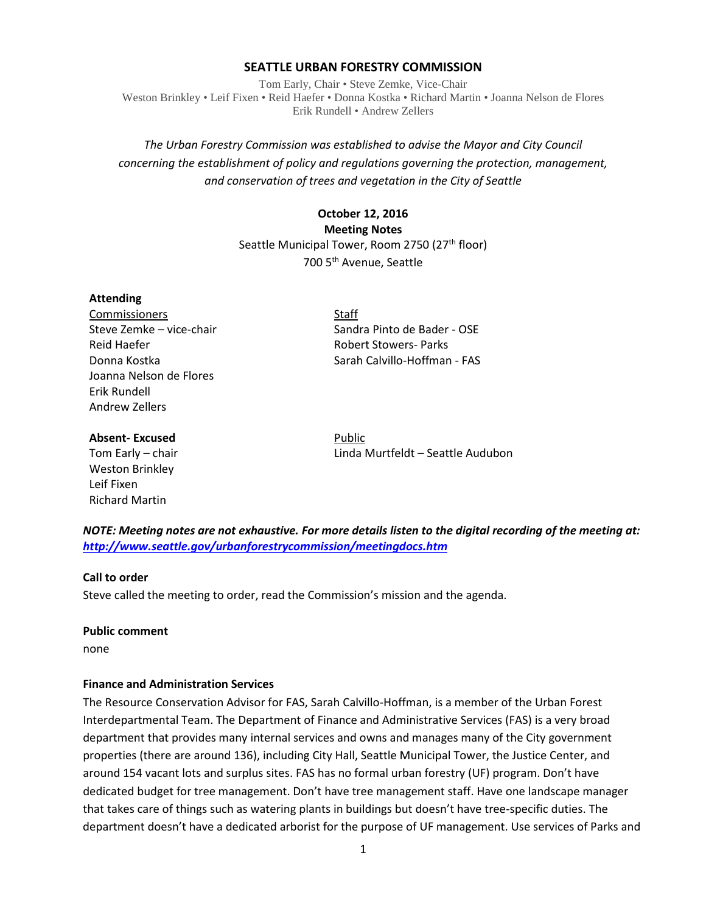# SEATTLE URBAN FORESTRY COMMISSION

Tom Early, Chair • Steve Zemke, Vice-Chair
Weston Brinkley • Leif Fixen • Reid Haefer • Donna Kostka • Richard Martin • Joanna Nelson de Flores
Erik Rundell • Andrew Zellers

*The Urban Forestry Commission was established to advise the Mayor and City Council concerning the establishment of policy and regulations governing the protection, management, and conservation of trees and vegetation in the City of Seattle*

**October 12, 2016**
**Meeting Notes**
Seattle Municipal Tower, Room 2750 (27th floor)
700 5th Avenue, Seattle

**Attending**

Commissioners
Steve Zemke – vice-chair
Reid Haefer
Donna Kostka
Joanna Nelson de Flores
Erik Rundell
Andrew Zellers

Staff
Sandra Pinto de Bader - OSE
Robert Stowers- Parks
Sarah Calvillo-Hoffman - FAS

**Absent- Excused**
Tom Early – chair
Weston Brinkley
Leif Fixen
Richard Martin

Public
Linda Murtfeldt – Seattle Audubon

***NOTE: Meeting notes are not exhaustive. For more details listen to the digital recording of the meeting at: http://www.seattle.gov/urbanforestrycommission/meetingdocs.htm***

**Call to order**
Steve called the meeting to order, read the Commission's mission and the agenda.

**Public comment**
none

**Finance and Administration Services**
The Resource Conservation Advisor for FAS, Sarah Calvillo-Hoffman, is a member of the Urban Forest Interdepartmental Team. The Department of Finance and Administrative Services (FAS) is a very broad department that provides many internal services and owns and manages many of the City government properties (there are around 136), including City Hall, Seattle Municipal Tower, the Justice Center, and around 154 vacant lots and surplus sites. FAS has no formal urban forestry (UF) program. Don't have dedicated budget for tree management. Don't have tree management staff. Have one landscape manager that takes care of things such as watering plants in buildings but doesn't have tree-specific duties. The department doesn't have a dedicated arborist for the purpose of UF management. Use services of Parks and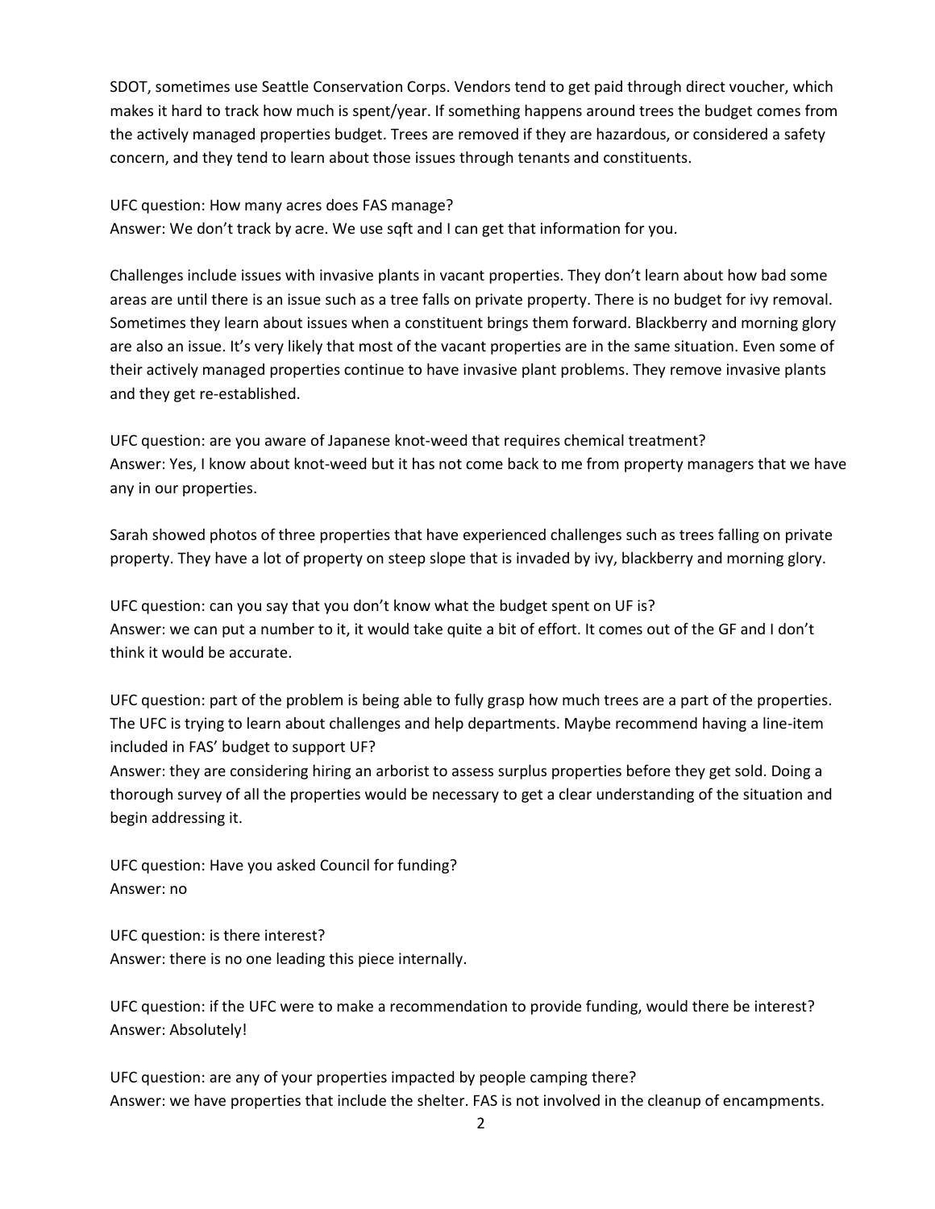SDOT, sometimes use Seattle Conservation Corps. Vendors tend to get paid through direct voucher, which makes it hard to track how much is spent/year. If something happens around trees the budget comes from the actively managed properties budget. Trees are removed if they are hazardous, or considered a safety concern, and they tend to learn about those issues through tenants and constituents.

UFC question: How many acres does FAS manage?
Answer: We don't track by acre. We use sqft and I can get that information for you.

Challenges include issues with invasive plants in vacant properties. They don't learn about how bad some areas are until there is an issue such as a tree falls on private property. There is no budget for ivy removal. Sometimes they learn about issues when a constituent brings them forward. Blackberry and morning glory are also an issue. It's very likely that most of the vacant properties are in the same situation. Even some of their actively managed properties continue to have invasive plant problems. They remove invasive plants and they get re-established.

UFC question: are you aware of Japanese knot-weed that requires chemical treatment?
Answer: Yes, I know about knot-weed but it has not come back to me from property managers that we have any in our properties.

Sarah showed photos of three properties that have experienced challenges such as trees falling on private property. They have a lot of property on steep slope that is invaded by ivy, blackberry and morning glory.

UFC question: can you say that you don't know what the budget spent on UF is?
Answer: we can put a number to it, it would take quite a bit of effort. It comes out of the GF and I don't think it would be accurate.

UFC question: part of the problem is being able to fully grasp how much trees are a part of the properties. The UFC is trying to learn about challenges and help departments. Maybe recommend having a line-item included in FAS' budget to support UF?
Answer: they are considering hiring an arborist to assess surplus properties before they get sold. Doing a thorough survey of all the properties would be necessary to get a clear understanding of the situation and begin addressing it.

UFC question: Have you asked Council for funding?
Answer: no

UFC question: is there interest?
Answer: there is no one leading this piece internally.

UFC question: if the UFC were to make a recommendation to provide funding, would there be interest?
Answer: Absolutely!

UFC question: are any of your properties impacted by people camping there?
Answer: we have properties that include the shelter. FAS is not involved in the cleanup of encampments.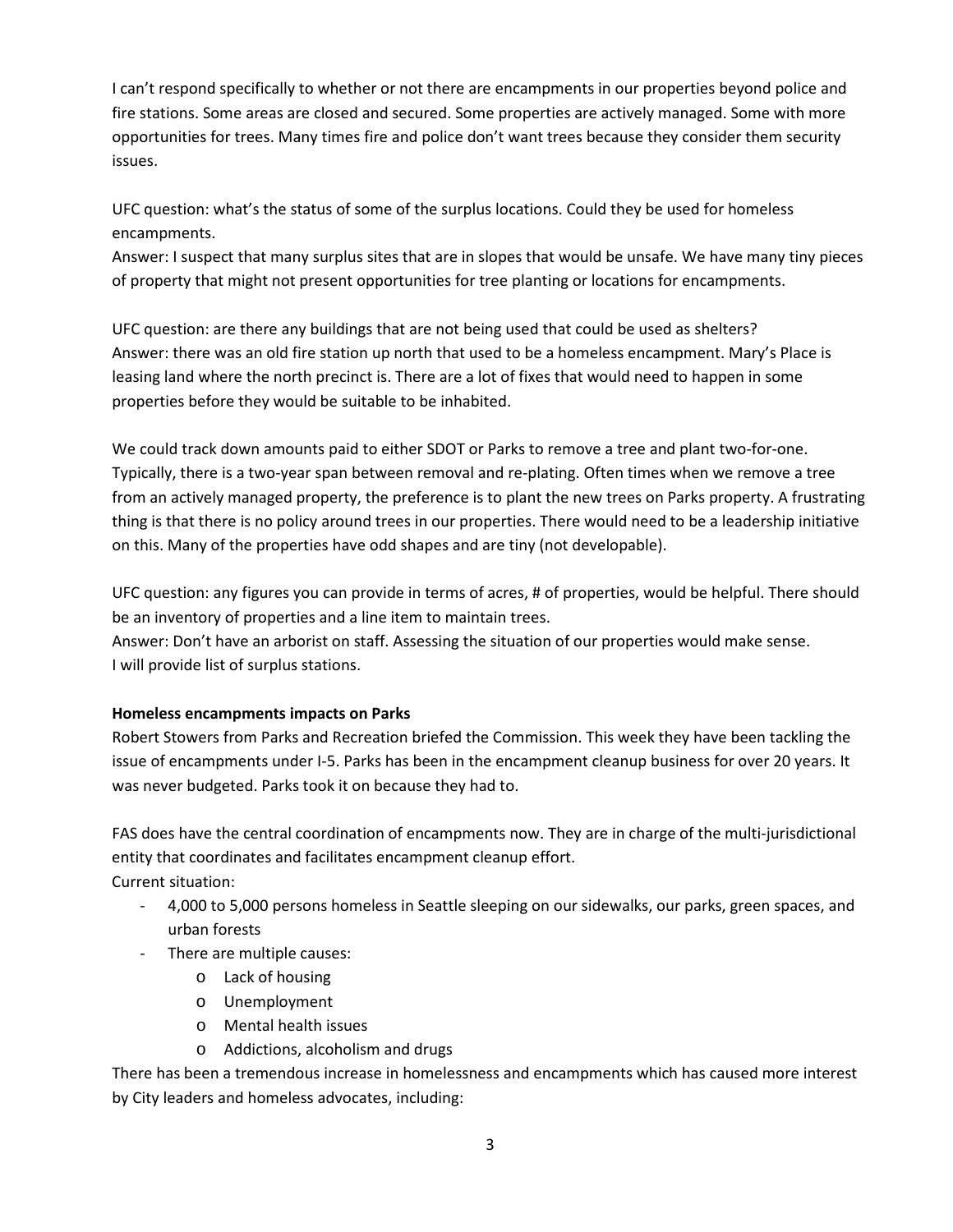I can't respond specifically to whether or not there are encampments in our properties beyond police and fire stations. Some areas are closed and secured. Some properties are actively managed. Some with more opportunities for trees. Many times fire and police don't want trees because they consider them security issues.

UFC question: what's the status of some of the surplus locations. Could they be used for homeless encampments.
Answer: I suspect that many surplus sites that are in slopes that would be unsafe. We have many tiny pieces of property that might not present opportunities for tree planting or locations for encampments.

UFC question: are there any buildings that are not being used that could be used as shelters?
Answer: there was an old fire station up north that used to be a homeless encampment. Mary's Place is leasing land where the north precinct is. There are a lot of fixes that would need to happen in some properties before they would be suitable to be inhabited.

We could track down amounts paid to either SDOT or Parks to remove a tree and plant two-for-one. Typically, there is a two-year span between removal and re-plating. Often times when we remove a tree from an actively managed property, the preference is to plant the new trees on Parks property. A frustrating thing is that there is no policy around trees in our properties. There would need to be a leadership initiative on this. Many of the properties have odd shapes and are tiny (not developable).

UFC question: any figures you can provide in terms of acres, # of properties, would be helpful. There should be an inventory of properties and a line item to maintain trees.
Answer: Don't have an arborist on staff. Assessing the situation of our properties would make sense.
I will provide list of surplus stations.

**Homeless encampments impacts on Parks**
Robert Stowers from Parks and Recreation briefed the Commission. This week they have been tackling the issue of encampments under I-5. Parks has been in the encampment cleanup business for over 20 years. It was never budgeted. Parks took it on because they had to.

FAS does have the central coordination of encampments now. They are in charge of the multi-jurisdictional entity that coordinates and facilitates encampment cleanup effort.
Current situation:

- 4,000 to 5,000 persons homeless in Seattle sleeping on our sidewalks, our parks, green spaces, and urban forests
- There are multiple causes:
    - Lack of housing
    - Unemployment
    - Mental health issues
    - Addictions, alcoholism and drugs

There has been a tremendous increase in homelessness and encampments which has caused more interest by City leaders and homeless advocates, including: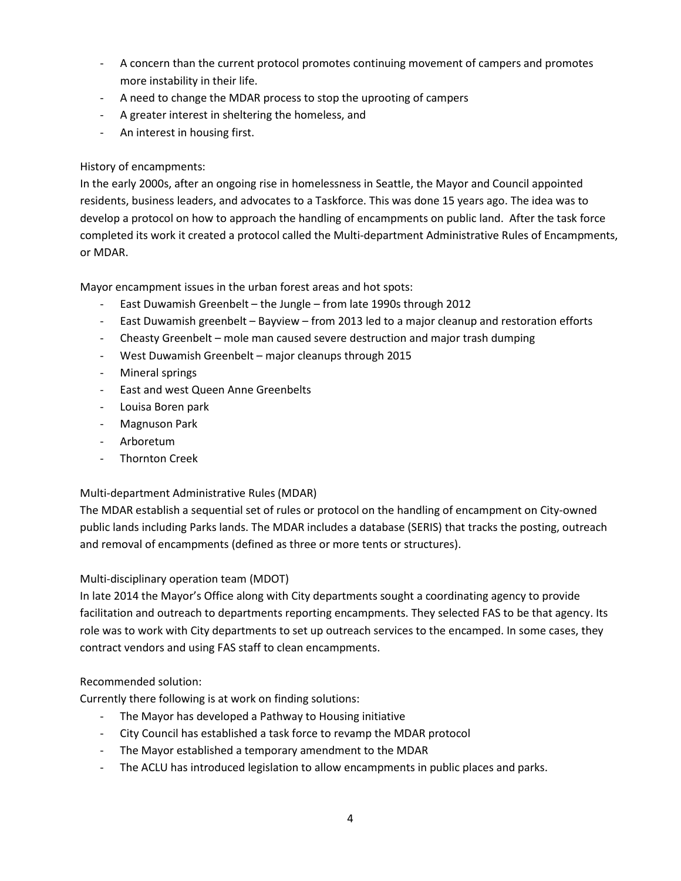- A concern than the current protocol promotes continuing movement of campers and promotes more instability in their life.
- A need to change the MDAR process to stop the uprooting of campers
- A greater interest in sheltering the homeless, and
- An interest in housing first.

History of encampments:
In the early 2000s, after an ongoing rise in homelessness in Seattle, the Mayor and Council appointed residents, business leaders, and advocates to a Taskforce. This was done 15 years ago. The idea was to develop a protocol on how to approach the handling of encampments on public land. After the task force completed its work it created a protocol called the Multi-department Administrative Rules of Encampments, or MDAR.

Mayor encampment issues in the urban forest areas and hot spots:

- East Duwamish Greenbelt – the Jungle – from late 1990s through 2012
- East Duwamish greenbelt – Bayview – from 2013 led to a major cleanup and restoration efforts
- Cheasty Greenbelt – mole man caused severe destruction and major trash dumping
- West Duwamish Greenbelt – major cleanups through 2015
- Mineral springs
- East and west Queen Anne Greenbelts
- Louisa Boren park
- Magnuson Park
- Arboretum
- Thornton Creek

Multi-department Administrative Rules (MDAR)
The MDAR establish a sequential set of rules or protocol on the handling of encampment on City-owned public lands including Parks lands. The MDAR includes a database (SERIS) that tracks the posting, outreach and removal of encampments (defined as three or more tents or structures).

Multi-disciplinary operation team (MDOT)
In late 2014 the Mayor's Office along with City departments sought a coordinating agency to provide facilitation and outreach to departments reporting encampments. They selected FAS to be that agency. Its role was to work with City departments to set up outreach services to the encamped. In some cases, they contract vendors and using FAS staff to clean encampments.

Recommended solution:
Currently there following is at work on finding solutions:

- The Mayor has developed a Pathway to Housing initiative
- City Council has established a task force to revamp the MDAR protocol
- The Mayor established a temporary amendment to the MDAR
- The ACLU has introduced legislation to allow encampments in public places and parks.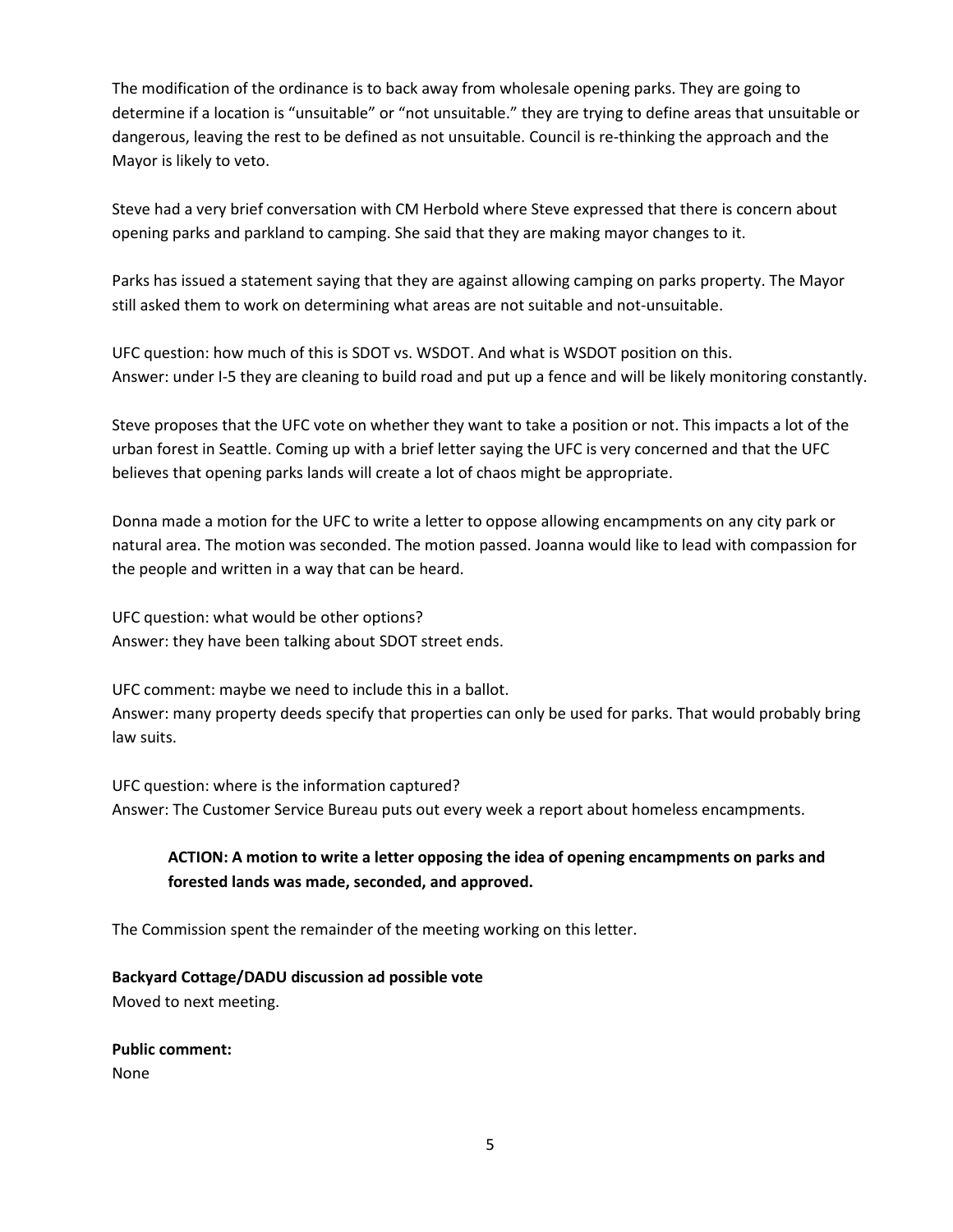The modification of the ordinance is to back away from wholesale opening parks. They are going to determine if a location is "unsuitable" or "not unsuitable." they are trying to define areas that unsuitable or dangerous, leaving the rest to be defined as not unsuitable. Council is re-thinking the approach and the Mayor is likely to veto.

Steve had a very brief conversation with CM Herbold where Steve expressed that there is concern about opening parks and parkland to camping. She said that they are making mayor changes to it.

Parks has issued a statement saying that they are against allowing camping on parks property. The Mayor still asked them to work on determining what areas are not suitable and not-unsuitable.

UFC question: how much of this is SDOT vs. WSDOT. And what is WSDOT position on this.
Answer: under I-5 they are cleaning to build road and put up a fence and will be likely monitoring constantly.

Steve proposes that the UFC vote on whether they want to take a position or not. This impacts a lot of the urban forest in Seattle. Coming up with a brief letter saying the UFC is very concerned and that the UFC believes that opening parks lands will create a lot of chaos might be appropriate.

Donna made a motion for the UFC to write a letter to oppose allowing encampments on any city park or natural area. The motion was seconded. The motion passed. Joanna would like to lead with compassion for the people and written in a way that can be heard.

UFC question: what would be other options?
Answer: they have been talking about SDOT street ends.

UFC comment: maybe we need to include this in a ballot.
Answer: many property deeds specify that properties can only be used for parks. That would probably bring law suits.

UFC question: where is the information captured?
Answer: The Customer Service Bureau puts out every week a report about homeless encampments.

> **ACTION: A motion to write a letter opposing the idea of opening encampments on parks and forested lands was made, seconded, and approved.**

The Commission spent the remainder of the meeting working on this letter.

**Backyard Cottage/DADU discussion ad possible vote**
Moved to next meeting.

**Public comment:**
None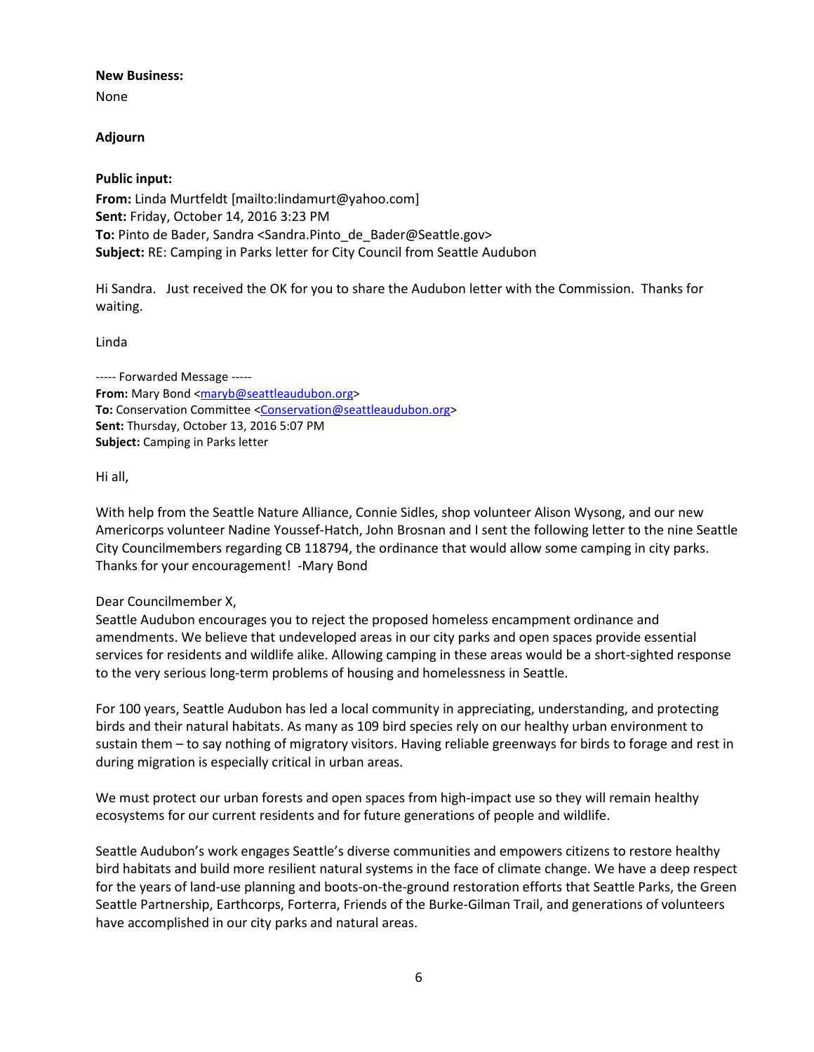**New Business:**

None

**Adjourn**

**Public input:**

**From:** Linda Murtfeldt [mailto:lindamurt@yahoo.com]
**Sent:** Friday, October 14, 2016 3:23 PM
**To:** Pinto de Bader, Sandra <Sandra.Pinto_de_Bader@Seattle.gov>
**Subject:** RE: Camping in Parks letter for City Council from Seattle Audubon

Hi Sandra. Just received the OK for you to share the Audubon letter with the Commission. Thanks for waiting.

Linda

----- Forwarded Message -----
**From:** Mary Bond <maryb@seattleaudubon.org>
**To:** Conservation Committee <Conservation@seattleaudubon.org>
**Sent:** Thursday, October 13, 2016 5:07 PM
**Subject:** Camping in Parks letter

Hi all,

With help from the Seattle Nature Alliance, Connie Sidles, shop volunteer Alison Wysong, and our new Americorps volunteer Nadine Youssef-Hatch, John Brosnan and I sent the following letter to the nine Seattle City Councilmembers regarding CB 118794, the ordinance that would allow some camping in city parks. Thanks for your encouragement! -Mary Bond

Dear Councilmember X,
Seattle Audubon encourages you to reject the proposed homeless encampment ordinance and amendments. We believe that undeveloped areas in our city parks and open spaces provide essential services for residents and wildlife alike. Allowing camping in these areas would be a short-sighted response to the very serious long-term problems of housing and homelessness in Seattle.

For 100 years, Seattle Audubon has led a local community in appreciating, understanding, and protecting birds and their natural habitats. As many as 109 bird species rely on our healthy urban environment to sustain them – to say nothing of migratory visitors. Having reliable greenways for birds to forage and rest in during migration is especially critical in urban areas.

We must protect our urban forests and open spaces from high-impact use so they will remain healthy ecosystems for our current residents and for future generations of people and wildlife.

Seattle Audubon's work engages Seattle's diverse communities and empowers citizens to restore healthy bird habitats and build more resilient natural systems in the face of climate change. We have a deep respect for the years of land-use planning and boots-on-the-ground restoration efforts that Seattle Parks, the Green Seattle Partnership, Earthcorps, Forterra, Friends of the Burke-Gilman Trail, and generations of volunteers have accomplished in our city parks and natural areas.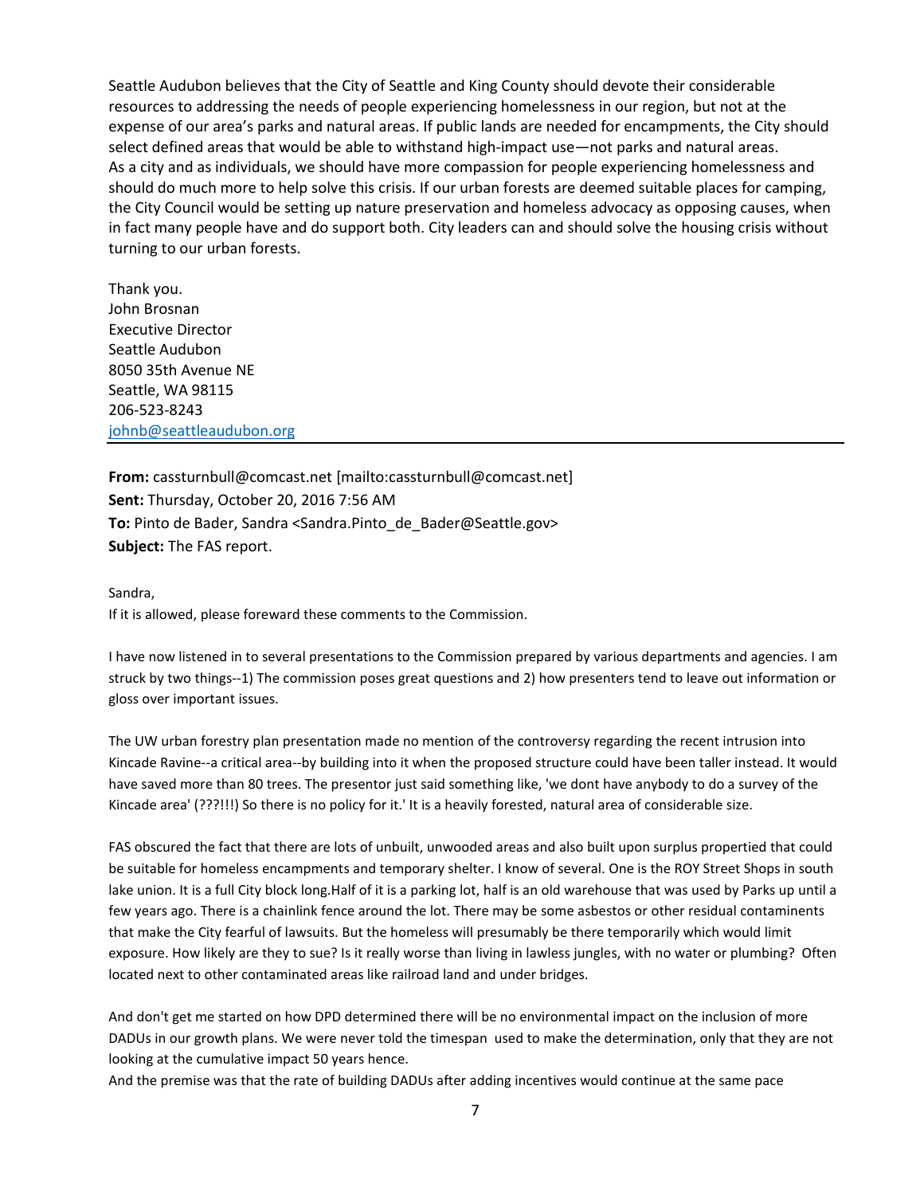Seattle Audubon believes that the City of Seattle and King County should devote their considerable resources to addressing the needs of people experiencing homelessness in our region, but not at the expense of our area's parks and natural areas. If public lands are needed for encampments, the City should select defined areas that would be able to withstand high-impact use—not parks and natural areas. As a city and as individuals, we should have more compassion for people experiencing homelessness and should do much more to help solve this crisis. If our urban forests are deemed suitable places for camping, the City Council would be setting up nature preservation and homeless advocacy as opposing causes, when in fact many people have and do support both. City leaders can and should solve the housing crisis without turning to our urban forests.

Thank you.
John Brosnan
Executive Director
Seattle Audubon
8050 35th Avenue NE
Seattle, WA 98115
206-523-8243
johnb@seattleaudubon.org

---

**From:** cassturnbull@comcast.net [mailto:cassturnbull@comcast.net]
**Sent:** Thursday, October 20, 2016 7:56 AM
**To:** Pinto de Bader, Sandra <Sandra.Pinto_de_Bader@Seattle.gov>
**Subject:** The FAS report.

Sandra,
If it is allowed, please foreward these comments to the Commission.

I have now listened in to several presentations to the Commission prepared by various departments and agencies. I am struck by two things--1) The commission poses great questions and 2) how presenters tend to leave out information or gloss over important issues.

The UW urban forestry plan presentation made no mention of the controversy regarding the recent intrusion into Kincade Ravine--a critical area--by building into it when the proposed structure could have been taller instead. It would have saved more than 80 trees. The presentor just said something like, 'we dont have anybody to do a survey of the Kincade area' (???!!!) So there is no policy for it.' It is a heavily forested, natural area of considerable size.

FAS obscured the fact that there are lots of unbuilt, unwooded areas and also built upon surplus propertied that could be suitable for homeless encampments and temporary shelter. I know of several. One is the ROY Street Shops in south lake union. It is a full City block long.Half of it is a parking lot, half is an old warehouse that was used by Parks up until a few years ago. There is a chainlink fence around the lot. There may be some asbestos or other residual contaminents that make the City fearful of lawsuits. But the homeless will presumably be there temporarily which would limit exposure. How likely are they to sue? Is it really worse than living in lawless jungles, with no water or plumbing? Often located next to other contaminated areas like railroad land and under bridges.

And don't get me started on how DPD determined there will be no environmental impact on the inclusion of more DADUs in our growth plans. We were never told the timespan used to make the determination, only that they are not looking at the cumulative impact 50 years hence.
And the premise was that the rate of building DADUs after adding incentives would continue at the same pace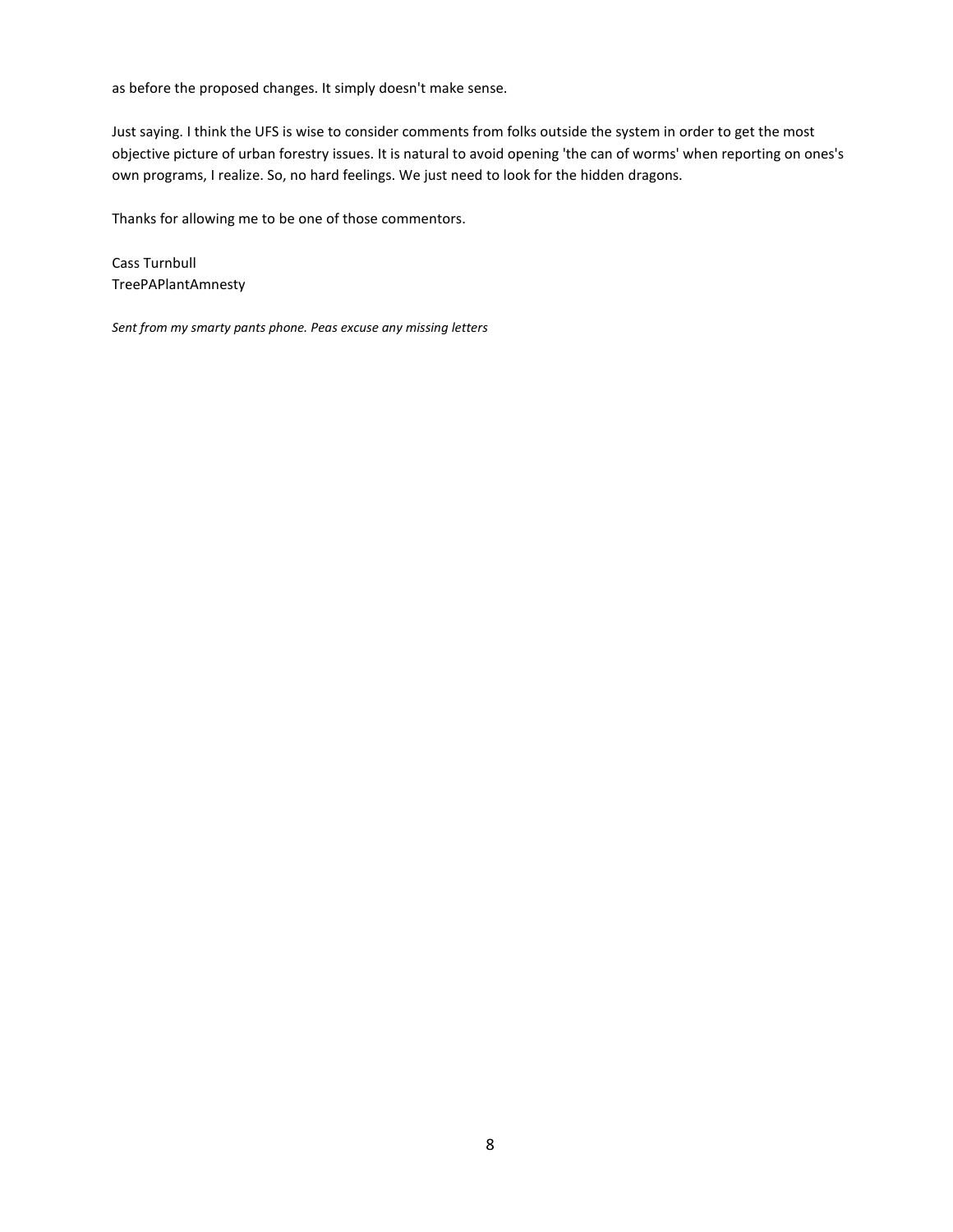as before the proposed changes. It simply doesn't make sense.

Just saying. I think the UFS is wise to consider comments from folks outside the system in order to get the most objective picture of urban forestry issues. It is natural to avoid opening 'the can of worms' when reporting on ones's own programs, I realize. So, no hard feelings. We just need to look for the hidden dragons.

Thanks for allowing me to be one of those commentors.

Cass Turnbull
TreePAPlantAmnesty

*Sent from my smarty pants phone. Peas excuse any missing letters*